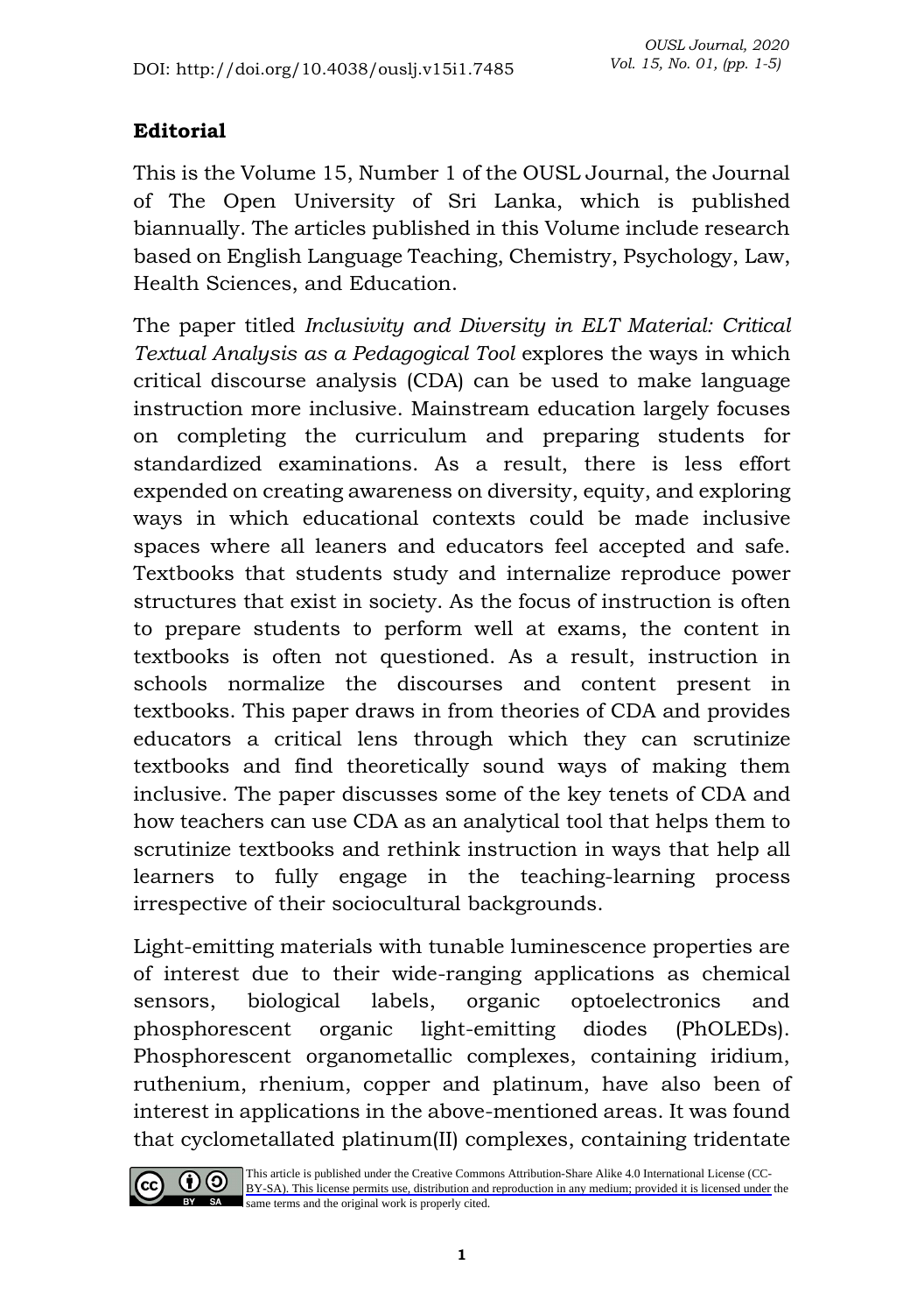DOI: http://doi.org/10.4038/ouslj.v15i1.7485

## Editorial

This is the Volume 15, Number 1 of the OUSL Journal, the Journal of The Open University of Sri Lanka, which is published biannually. The articles published in this Volume include research based on English Language Teaching, Chemistry, Psychology, Law, Health Sciences, and Education.

The paper titled *Inclusivity and Diversity in ELT Material: Critical Textual Analysis as a Pedagogical Tool* explores the ways in which critical discourse analysis (CDA) can be used to make language instruction more inclusive. Mainstream education largely focuses on completing the curriculum and preparing students for standardized examinations. As a result, there is less effort expended on creating awareness on diversity, equity, and exploring ways in which educational contexts could be made inclusive spaces where all leaners and educators feel accepted and safe. Textbooks that students study and internalize reproduce power structures that exist in society. As the focus of instruction is often to prepare students to perform well at exams, the content in textbooks is often not questioned. As a result, instruction in schools normalize the discourses and content present in textbooks. This paper draws in from theories of CDA and provides educators a critical lens through which they can scrutinize textbooks and find theoretically sound ways of making them inclusive. The paper discusses some of the key tenets of CDA and how teachers can use CDA as an analytical tool that helps them to scrutinize textbooks and rethink instruction in ways that help all learners to fully engage in the teaching-learning process irrespective of their sociocultural backgrounds.

Light-emitting materials with tunable luminescence properties are of interest due to their wide-ranging applications as chemical sensors, biological labels, organic optoelectronics and phosphorescent organic light-emitting diodes (PhOLEDs). Phosphorescent organometallic complexes, containing iridium, ruthenium, rhenium, copper and platinum, have also been of interest in applications in the above-mentioned areas. It was found that cyclometallated platinum(II) complexes, containing tridentate

This article is published under the Creative Commons Attribution-Share Alike 4.0 International License (CC-BY-SA). This license permits use, distribution and reproduction in any medium; provided it is licensed under the same terms and the original work is properly cited.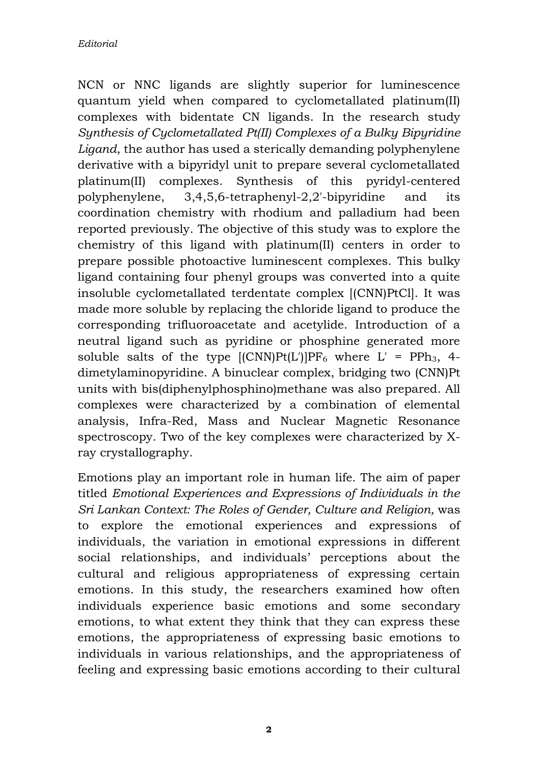NCN or NNC ligands are slightly superior for luminescence quantum yield when compared to cyclometallated platinum(II) complexes with bidentate CN ligands. In the research study *Synthesis of Cyclometallated Pt(II) Complexes of a Bulky Bipyridine Ligand*, the author has used a sterically demanding polyphenylene derivative with a bipyridyl unit to prepare several cyclometallated platinum(II) complexes. Synthesis of this pyridyl-centered polyphenylene, 3,4,5,6-tetraphenyl-2,2′-bipyridine and its coordination chemistry with rhodium and palladium had been reported previously. The objective of this study was to explore the chemistry of this ligand with platinum(II) centers in order to prepare possible photoactive luminescent complexes. This bulky ligand containing four phenyl groups was converted into a quite insoluble cyclometallated terdentate complex [(CNN)PtCl]. It was made more soluble by replacing the chloride ligand to produce the corresponding trifluoroacetate and acetylide. Introduction of a neutral ligand such as pyridine or phosphine generated more soluble salts of the type $[(CNN)Pt(L')]PF_6$ where L′ = $PPh_3$, 4-dimetylaminopyridine. A binuclear complex, bridging two (CNN)Pt units with bis(diphenylphosphino)methane was also prepared. All complexes were characterized by a combination of elemental analysis, Infra-Red, Mass and Nuclear Magnetic Resonance spectroscopy. Two of the key complexes were characterized by X-ray crystallography.

Emotions play an important role in human life. The aim of paper titled *Emotional Experiences and Expressions of Individuals in the Sri Lankan Context: The Roles of Gender, Culture and Religion,* was to explore the emotional experiences and expressions of individuals, the variation in emotional expressions in different social relationships, and individuals' perceptions about the cultural and religious appropriateness of expressing certain emotions. In this study, the researchers examined how often individuals experience basic emotions and some secondary emotions, to what extent they think that they can express these emotions, the appropriateness of expressing basic emotions to individuals in various relationships, and the appropriateness of feeling and expressing basic emotions according to their cultural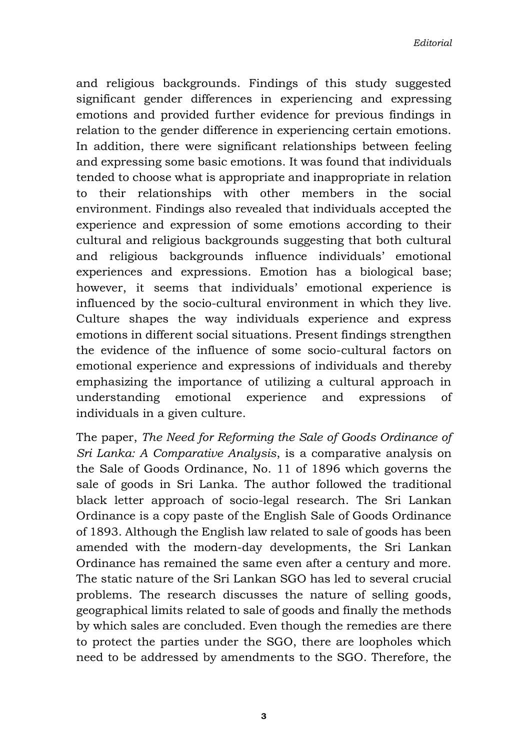and religious backgrounds. Findings of this study suggested significant gender differences in experiencing and expressing emotions and provided further evidence for previous findings in relation to the gender difference in experiencing certain emotions. In addition, there were significant relationships between feeling and expressing some basic emotions. It was found that individuals tended to choose what is appropriate and inappropriate in relation to their relationships with other members in the social environment. Findings also revealed that individuals accepted the experience and expression of some emotions according to their cultural and religious backgrounds suggesting that both cultural and religious backgrounds influence individuals' emotional experiences and expressions. Emotion has a biological base; however, it seems that individuals' emotional experience is influenced by the socio-cultural environment in which they live. Culture shapes the way individuals experience and express emotions in different social situations. Present findings strengthen the evidence of the influence of some socio-cultural factors on emotional experience and expressions of individuals and thereby emphasizing the importance of utilizing a cultural approach in understanding emotional experience and expressions of individuals in a given culture.

The paper, *The Need for Reforming the Sale of Goods Ordinance of Sri Lanka: A Comparative Analysis*, is a comparative analysis on the Sale of Goods Ordinance, No. 11 of 1896 which governs the sale of goods in Sri Lanka. The author followed the traditional black letter approach of socio-legal research. The Sri Lankan Ordinance is a copy paste of the English Sale of Goods Ordinance of 1893. Although the English law related to sale of goods has been amended with the modern-day developments, the Sri Lankan Ordinance has remained the same even after a century and more. The static nature of the Sri Lankan SGO has led to several crucial problems. The research discusses the nature of selling goods, geographical limits related to sale of goods and finally the methods by which sales are concluded. Even though the remedies are there to protect the parties under the SGO, there are loopholes which need to be addressed by amendments to the SGO. Therefore, the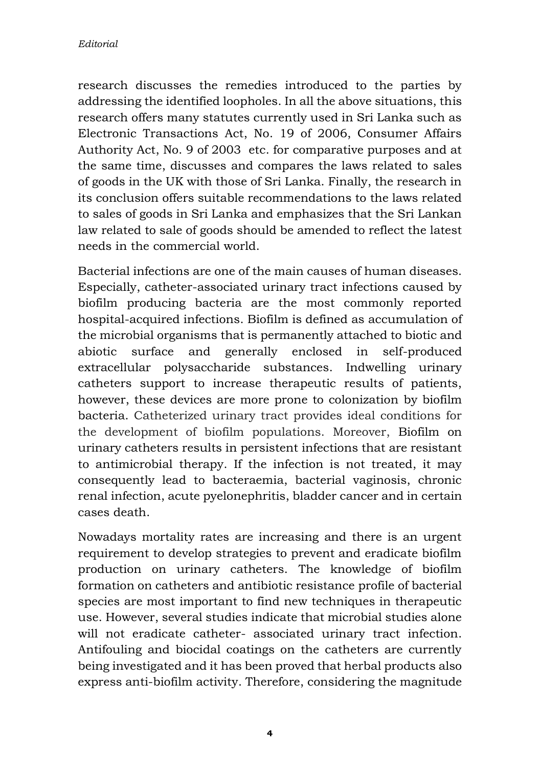research discusses the remedies introduced to the parties by addressing the identified loopholes. In all the above situations, this research offers many statutes currently used in Sri Lanka such as Electronic Transactions Act, No. 19 of 2006, Consumer Affairs Authority Act, No. 9 of 2003 etc. for comparative purposes and at the same time, discusses and compares the laws related to sales of goods in the UK with those of Sri Lanka. Finally, the research in its conclusion offers suitable recommendations to the laws related to sales of goods in Sri Lanka and emphasizes that the Sri Lankan law related to sale of goods should be amended to reflect the latest needs in the commercial world.

Bacterial infections are one of the main causes of human diseases. Especially, catheter-associated urinary tract infections caused by biofilm producing bacteria are the most commonly reported hospital-acquired infections. Biofilm is defined as accumulation of the microbial organisms that is permanently attached to biotic and abiotic surface and generally enclosed in self-produced extracellular polysaccharide substances. Indwelling urinary catheters support to increase therapeutic results of patients, however, these devices are more prone to colonization by biofilm bacteria. Catheterized urinary tract provides ideal conditions for the development of biofilm populations. Moreover, Biofilm on urinary catheters results in persistent infections that are resistant to antimicrobial therapy. If the infection is not treated, it may consequently lead to bacteraemia, bacterial vaginosis, chronic renal infection, acute pyelonephritis, bladder cancer and in certain cases death.

Nowadays mortality rates are increasing and there is an urgent requirement to develop strategies to prevent and eradicate biofilm production on urinary catheters. The knowledge of biofilm formation on catheters and antibiotic resistance profile of bacterial species are most important to find new techniques in therapeutic use. However, several studies indicate that microbial studies alone will not eradicate catheter- associated urinary tract infection. Antifouling and biocidal coatings on the catheters are currently being investigated and it has been proved that herbal products also express anti-biofilm activity. Therefore, considering the magnitude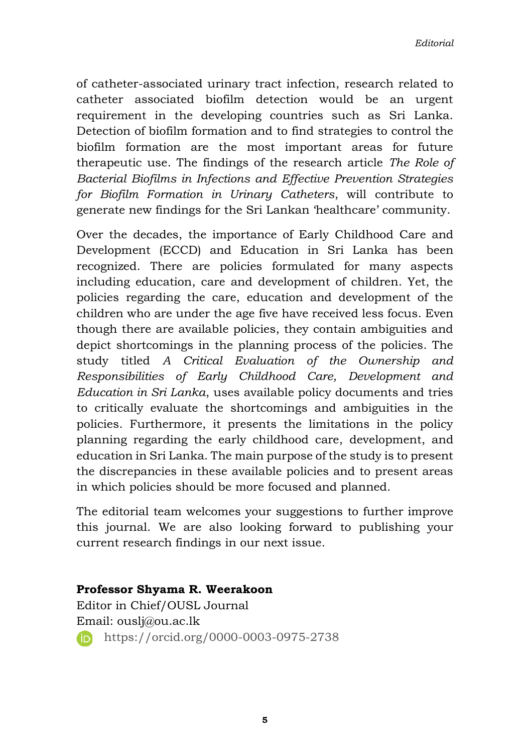of catheter-associated urinary tract infection, research related to catheter associated biofilm detection would be an urgent requirement in the developing countries such as Sri Lanka. Detection of biofilm formation and to find strategies to control the biofilm formation are the most important areas for future therapeutic use. The findings of the research article *The Role of Bacterial Biofilms in Infections and Effective Prevention Strategies for Biofilm Formation in Urinary Catheters*, will contribute to generate new findings for the Sri Lankan 'healthcare' community.

Over the decades, the importance of Early Childhood Care and Development (ECCD) and Education in Sri Lanka has been recognized. There are policies formulated for many aspects including education, care and development of children. Yet, the policies regarding the care, education and development of the children who are under the age five have received less focus. Even though there are available policies, they contain ambiguities and depict shortcomings in the planning process of the policies. The study titled *A Critical Evaluation of the Ownership and Responsibilities of Early Childhood Care, Development and Education in Sri Lanka*, uses available policy documents and tries to critically evaluate the shortcomings and ambiguities in the policies. Furthermore, it presents the limitations in the policy planning regarding the early childhood care, development, and education in Sri Lanka. The main purpose of the study is to present the discrepancies in these available policies and to present areas in which policies should be more focused and planned.

The editorial team welcomes your suggestions to further improve this journal. We are also looking forward to publishing your current research findings in our next issue.

**Professor Shyama R. Weerakoon**
Editor in Chief/OUSL Journal
Email: ouslj@ou.ac.lk
https://orcid.org/0000-0003-0975-2738